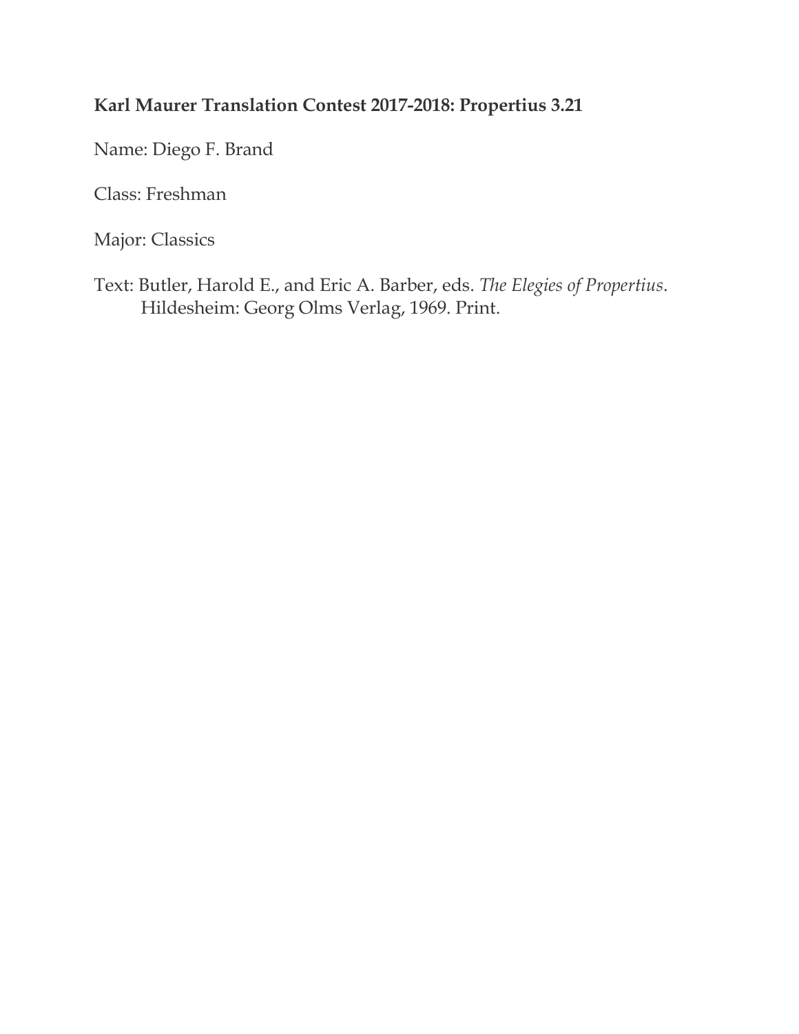**Karl Maurer Translation Contest 2017-2018: Propertius 3.21**

Name: Diego F. Brand

Class: Freshman

Major: Classics

Text: Butler, Harold E., and Eric A. Barber, eds. *The Elegies of Propertius*. Hildesheim: Georg Olms Verlag, 1969. Print.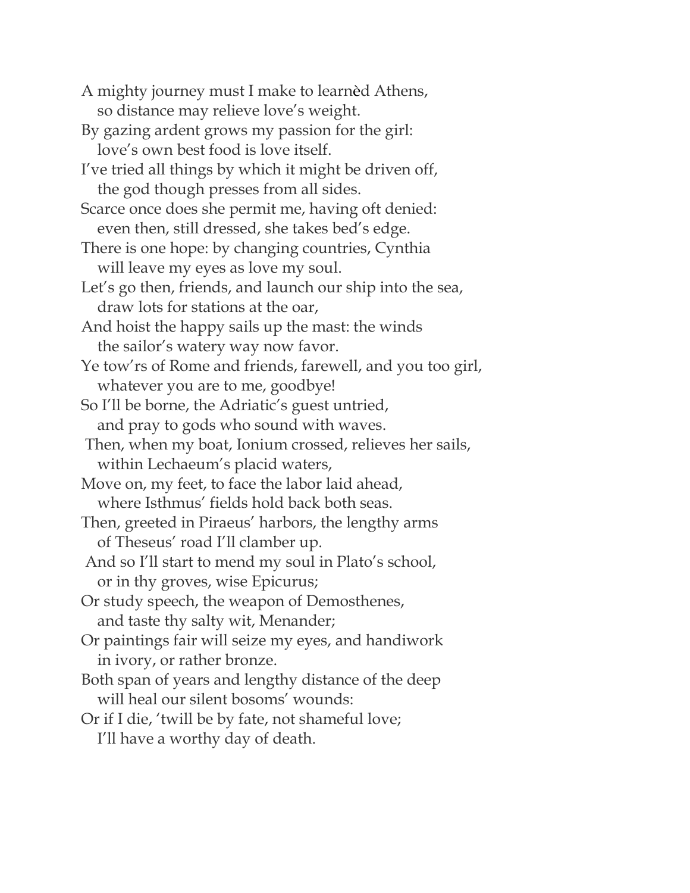A mighty journey must I make to learnèd Athens,
so distance may relieve love's weight.
By gazing ardent grows my passion for the girl:
love's own best food is love itself.
I've tried all things by which it might be driven off,
the god though presses from all sides.
Scarce once does she permit me, having oft denied:
even then, still dressed, she takes bed's edge.
There is one hope: by changing countries, Cynthia
will leave my eyes as love my soul.
Let's go then, friends, and launch our ship into the sea,
draw lots for stations at the oar,
And hoist the happy sails up the mast: the winds
the sailor's watery way now favor.
Ye tow'rs of Rome and friends, farewell, and you too girl,
whatever you are to me, goodbye!
So I'll be borne, the Adriatic's guest untried,
and pray to gods who sound with waves.
Then, when my boat, Ionium crossed, relieves her sails,
within Lechaeum's placid waters,
Move on, my feet, to face the labor laid ahead,
where Isthmus' fields hold back both seas.
Then, greeted in Piraeus' harbors, the lengthy arms
of Theseus' road I'll clamber up.
And so I'll start to mend my soul in Plato's school,
or in thy groves, wise Epicurus;
Or study speech, the weapon of Demosthenes,
and taste thy salty wit, Menander;
Or paintings fair will seize my eyes, and handiwork
in ivory, or rather bronze.
Both span of years and lengthy distance of the deep
will heal our silent bosoms' wounds:
Or if I die, 'twill be by fate, not shameful love;
I'll have a worthy day of death.